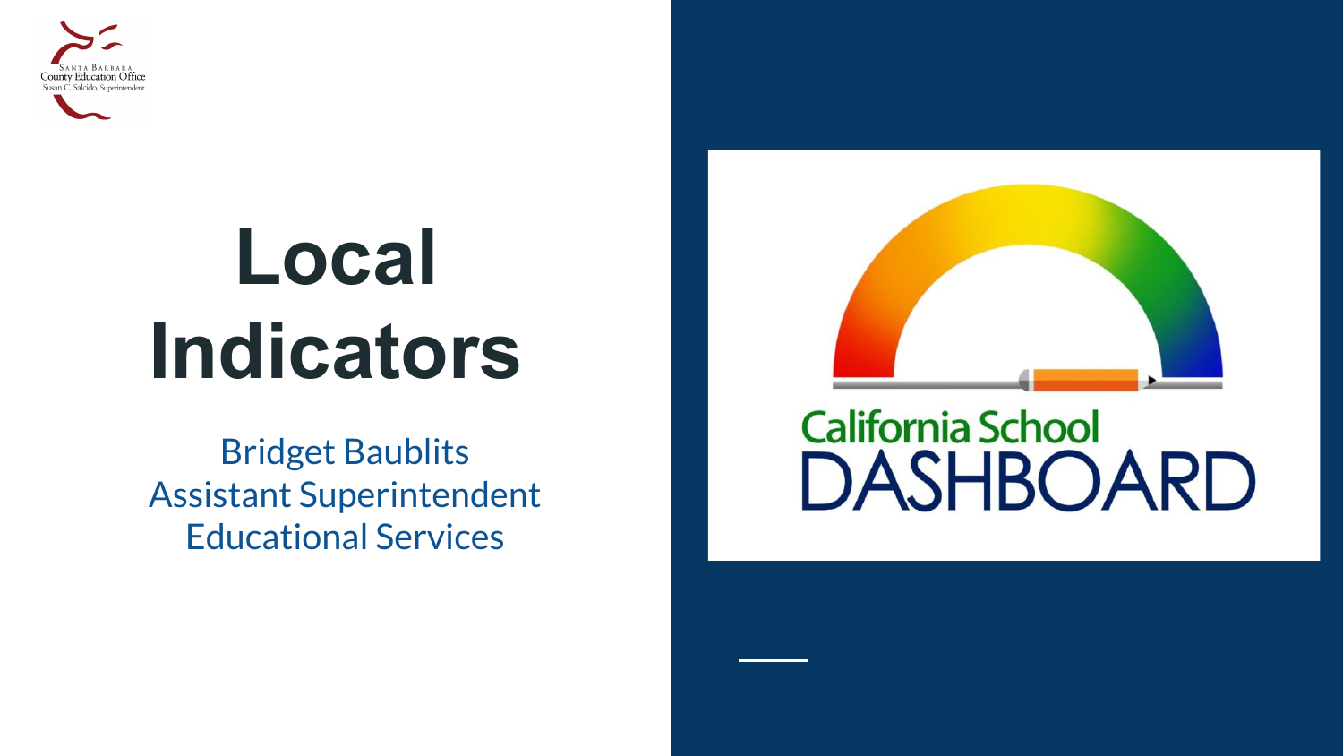# Local Indicators

Bridget Baublits
Assistant Superintendent
Educational Services

California School
DASHBOARD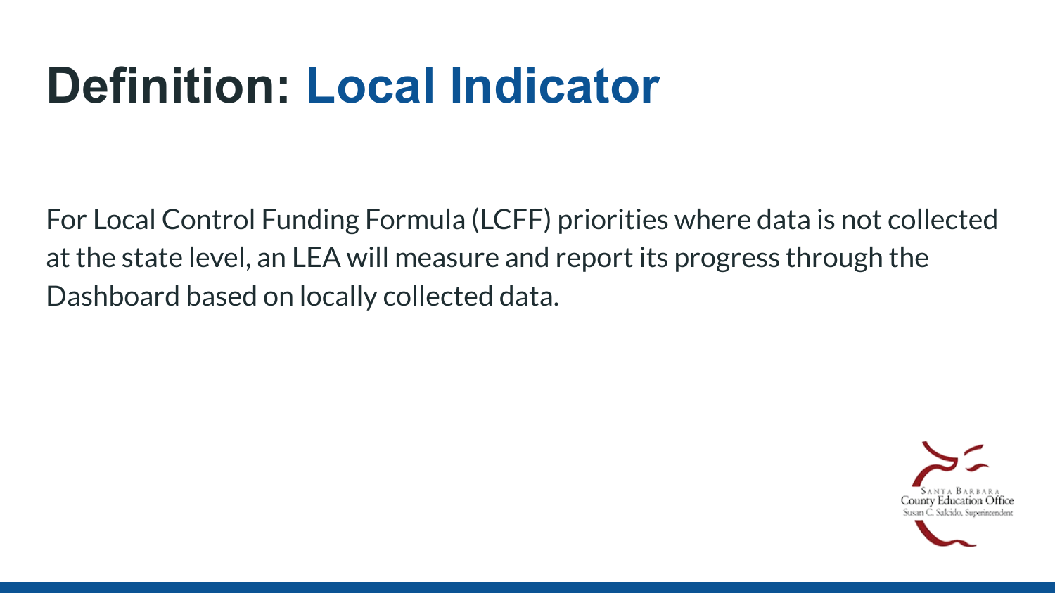# Definition: Local Indicator

For Local Control Funding Formula (LCFF) priorities where data is not collected at the state level, an LEA will measure and report its progress through the Dashboard based on locally collected data.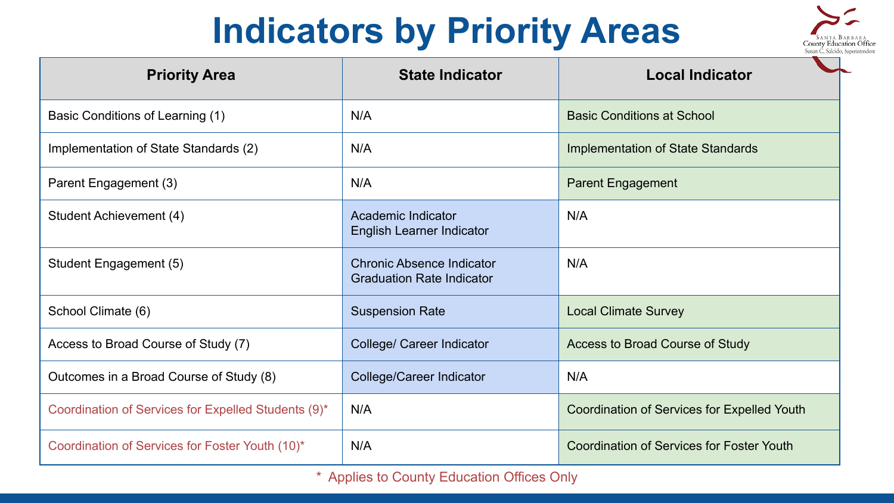# Indicators by Priority Areas

| Priority Area | State Indicator | Local Indicator |
|---|---|---|
| Basic Conditions of Learning (1) | N/A | Basic Conditions at School |
| Implementation of State Standards (2) | N/A | Implementation of State Standards |
| Parent Engagement (3) | N/A | Parent Engagement |
| Student Achievement (4) | Academic Indicator<br>English Learner Indicator | N/A |
| Student Engagement (5) | Chronic Absence Indicator<br>Graduation Rate Indicator | N/A |
| School Climate (6) | Suspension Rate | Local Climate Survey |
| Access to Broad Course of Study (7) | College/ Career Indicator | Access to Broad Course of Study |
| Outcomes in a Broad Course of Study (8) | College/Career Indicator | N/A |
| Coordination of Services for Expelled Students (9)* | N/A | Coordination of Services for Expelled Youth |
| Coordination of Services for Foster Youth (10)* | N/A | Coordination of Services for Foster Youth |

\* Applies to County Education Offices Only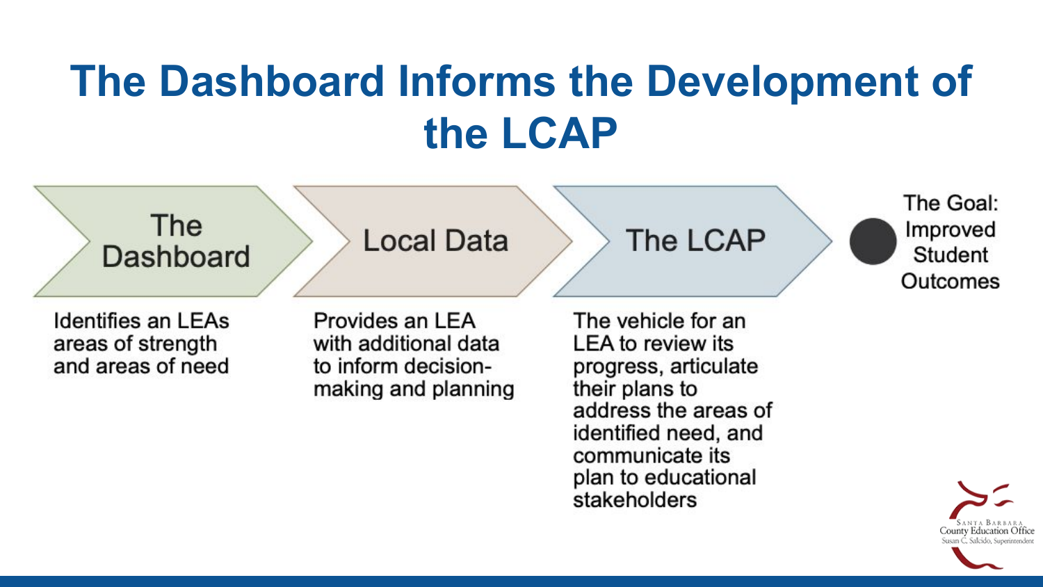# The Dashboard Informs the Development of the LCAP

**The Dashboard**

Identifies an LEAs areas of strength and areas of need

**Local Data**

Provides an LEA with additional data to inform decision-making and planning

**The LCAP**

The vehicle for an LEA to review its progress, articulate their plans to address the areas of identified need, and communicate its plan to educational stakeholders

**The Goal: Improved Student Outcomes**

Santa Barbara County Education Office
Susan C. Salcido, Superintendent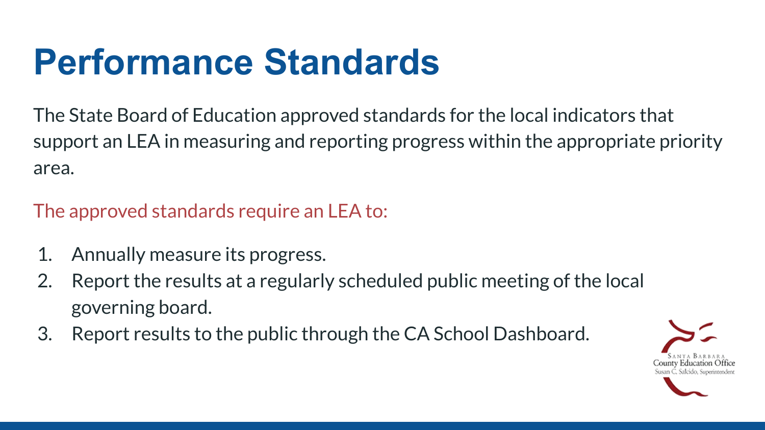# Performance Standards

The State Board of Education approved standards for the local indicators that support an LEA in measuring and reporting progress within the appropriate priority area.

The approved standards require an LEA to:

1. Annually measure its progress.
2. Report the results at a regularly scheduled public meeting of the local governing board.
3. Report results to the public through the CA School Dashboard.

Santa Barbara County Education Office
Susan C. Salcido, Superintendent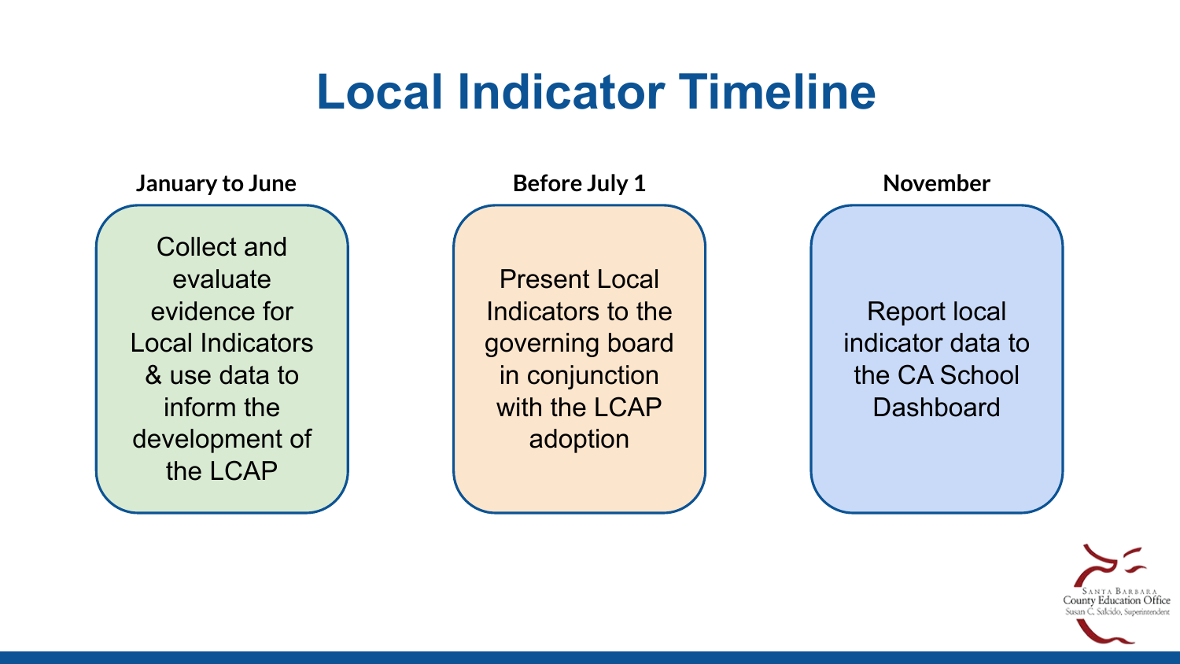# Local Indicator Timeline

**January to June**

Collect and evaluate evidence for Local Indicators & use data to inform the development of the LCAP

**Before July 1**

Present Local Indicators to the governing board in conjunction with the LCAP adoption

**November**

Report local indicator data to the CA School Dashboard

Santa Barbara County Education Office
Susan C. Salcido, Superintendent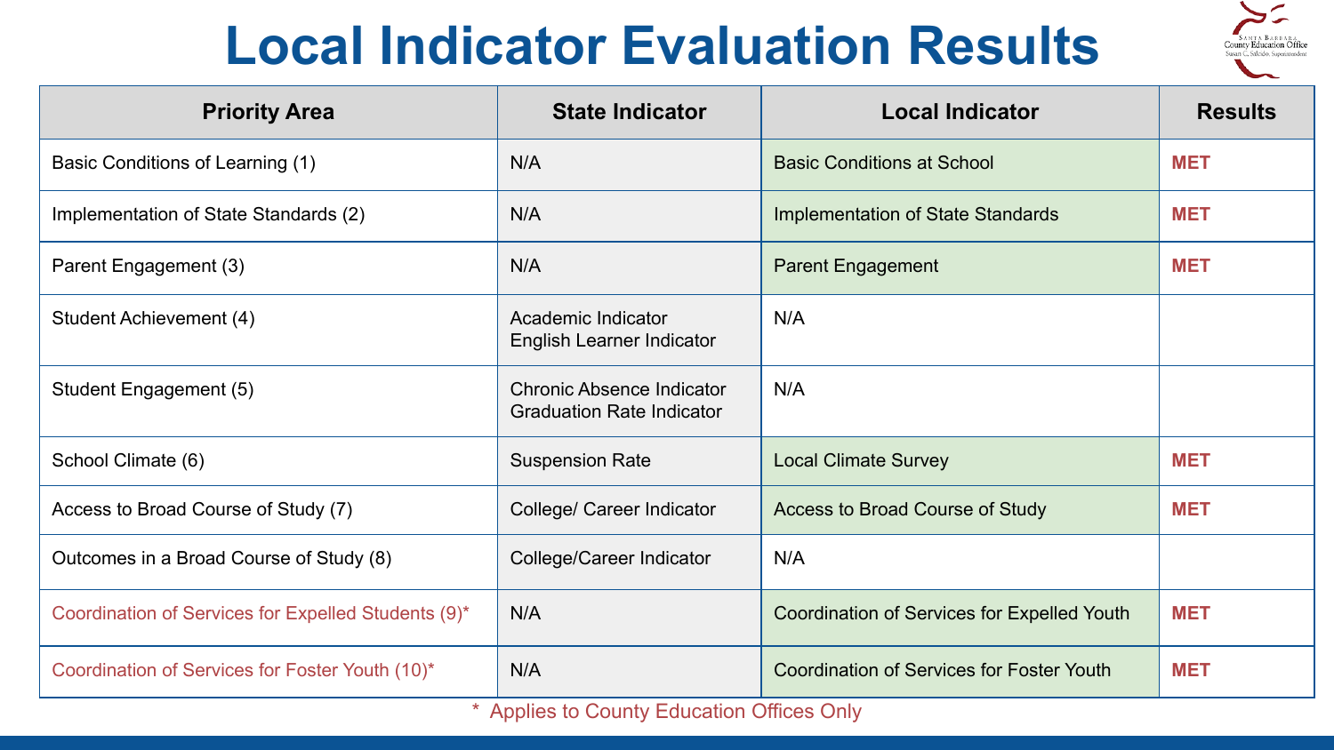# Local Indicator Evaluation Results

| Priority Area | State Indicator | Local Indicator | Results |
|---|---|---|---|
| Basic Conditions of Learning (1) | N/A | Basic Conditions at School | MET |
| Implementation of State Standards (2) | N/A | Implementation of State Standards | MET |
| Parent Engagement (3) | N/A | Parent Engagement | MET |
| Student Achievement (4) | Academic Indicator<br>English Learner Indicator | N/A | |
| Student Engagement (5) | Chronic Absence Indicator<br>Graduation Rate Indicator | N/A | |
| School Climate (6) | Suspension Rate | Local Climate Survey | MET |
| Access to Broad Course of Study (7) | College/ Career Indicator | Access to Broad Course of Study | MET |
| Outcomes in a Broad Course of Study (8) | College/Career Indicator | N/A | |
| Coordination of Services for Expelled Students (9)* | N/A | Coordination of Services for Expelled Youth | MET |
| Coordination of Services for Foster Youth (10)* | N/A | Coordination of Services for Foster Youth | MET |

* Applies to County Education Offices Only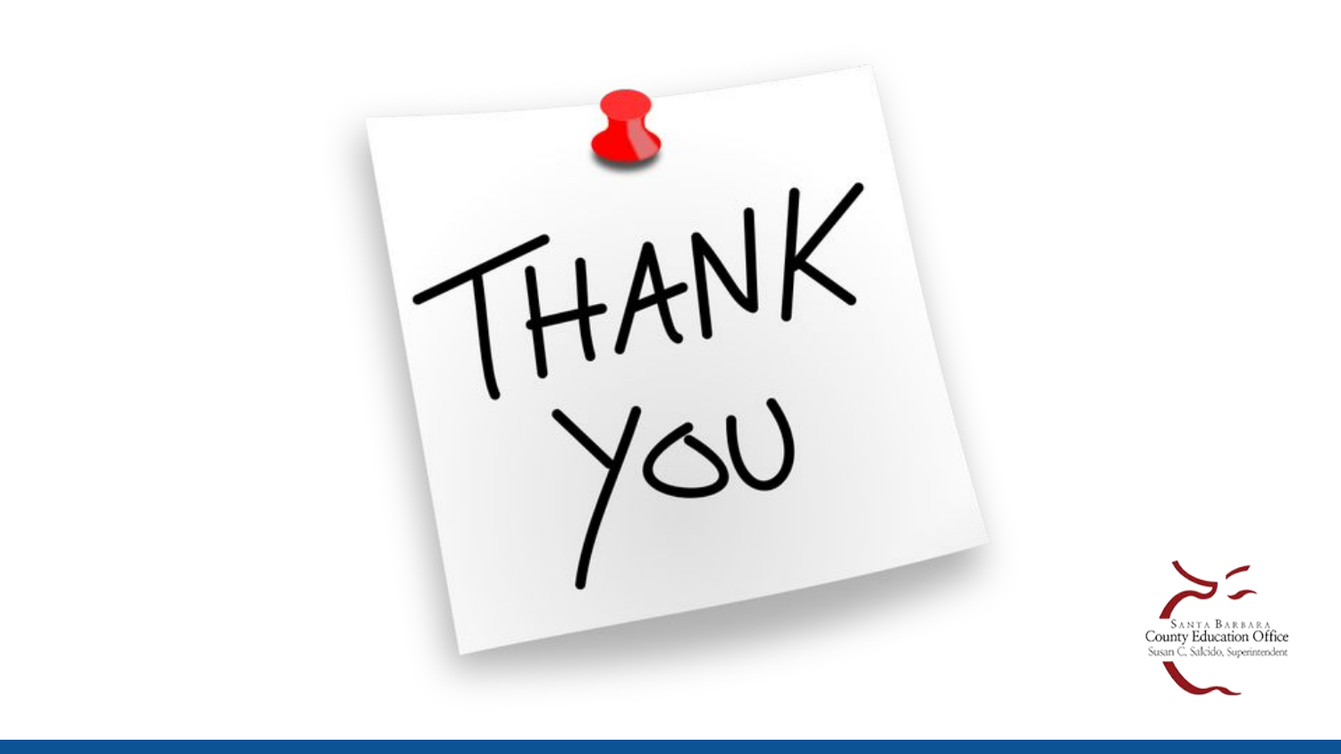THANK YOU

SANTA BARBARA
County Education Office
Susan C. Salcido, Superintendent